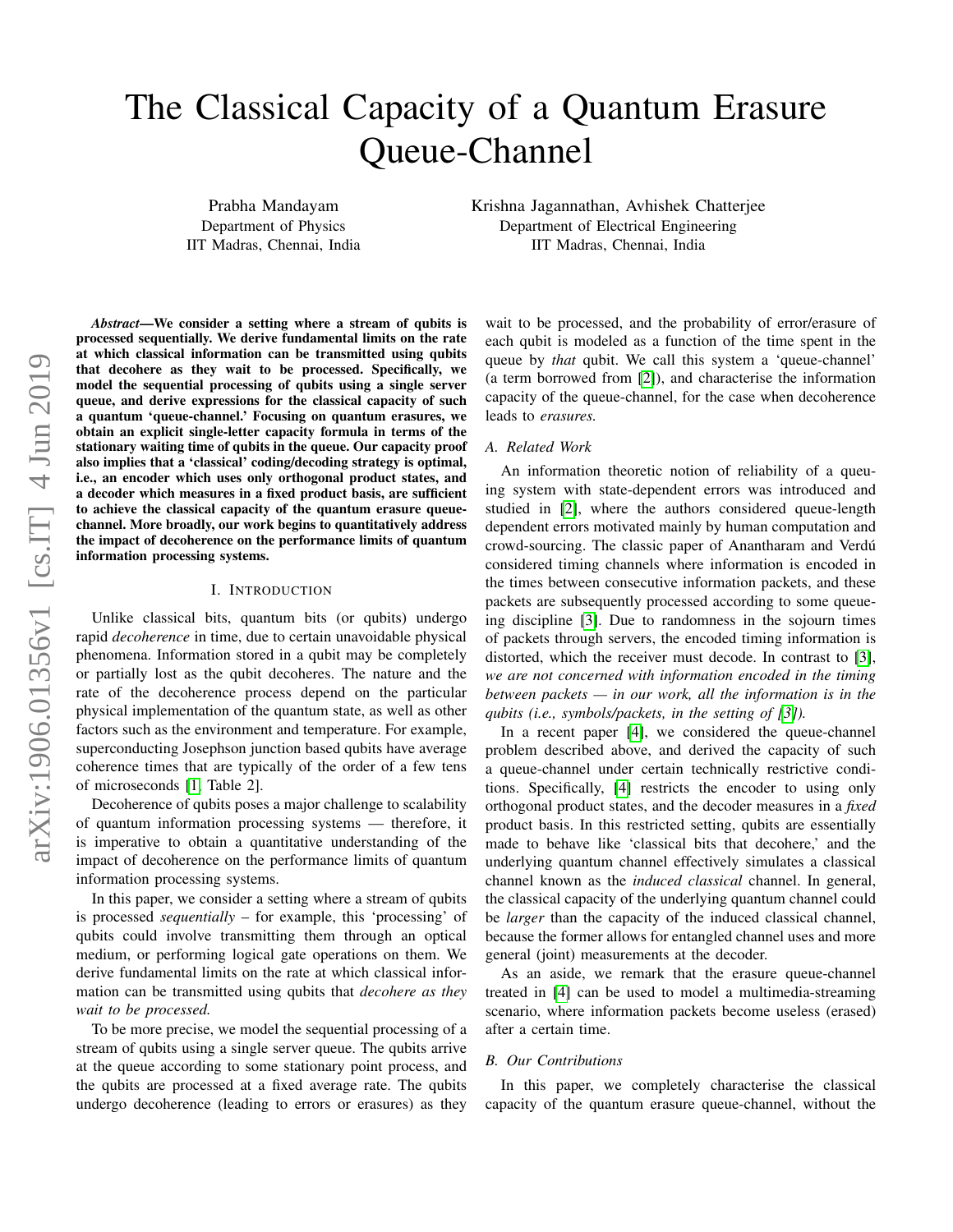# The Classical Capacity of a Quantum Erasure Queue-Channel

Prabha Mandayam
Department of Physics
IIT Madras, Chennai, India

Krishna Jagannathan, Avhishek Chatterjee
Department of Electrical Engineering
IIT Madras, Chennai, India

***Abstract*—We consider a setting where a stream of qubits is processed sequentially. We derive fundamental limits on the rate at which classical information can be transmitted using qubits that decohere as they wait to be processed. Specifically, we model the sequential processing of qubits using a single server queue, and derive expressions for the classical capacity of such a quantum 'queue-channel.' Focusing on quantum erasures, we obtain an explicit single-letter capacity formula in terms of the stationary waiting time of qubits in the queue. Our capacity proof also implies that a 'classical' coding/decoding strategy is optimal, i.e., an encoder which uses only orthogonal product states, and a decoder which measures in a fixed product basis, are sufficient to achieve the classical capacity of the quantum erasure queue-channel. More broadly, our work begins to quantitatively address the impact of decoherence on the performance limits of quantum information processing systems.**

## I. Introduction

Unlike classical bits, quantum bits (or qubits) undergo rapid *decoherence* in time, due to certain unavoidable physical phenomena. Information stored in a qubit may be completely or partially lost as the qubit decoheres. The nature and the rate of the decoherence process depend on the particular physical implementation of the quantum state, as well as other factors such as the environment and temperature. For example, superconducting Josephson junction based qubits have average coherence times that are typically of the order of a few tens of microseconds [1, Table 2].

Decoherence of qubits poses a major challenge to scalability of quantum information processing systems — therefore, it is imperative to obtain a quantitative understanding of the impact of decoherence on the performance limits of quantum information processing systems.

In this paper, we consider a setting where a stream of qubits is processed *sequentially* – for example, this 'processing' of qubits could involve transmitting them through an optical medium, or performing logical gate operations on them. We derive fundamental limits on the rate at which classical information can be transmitted using qubits that *decohere as they wait to be processed.*

To be more precise, we model the sequential processing of a stream of qubits using a single server queue. The qubits arrive at the queue according to some stationary point process, and the qubits are processed at a fixed average rate. The qubits undergo decoherence (leading to errors or erasures) as they wait to be processed, and the probability of error/erasure of each qubit is modeled as a function of the time spent in the queue by *that* qubit. We call this system a 'queue-channel' (a term borrowed from [2]), and characterise the information capacity of the queue-channel, for the case when decoherence leads to *erasures.*

### A. Related Work

An information theoretic notion of reliability of a queuing system with state-dependent errors was introduced and studied in [2], where the authors considered queue-length dependent errors motivated mainly by human computation and crowd-sourcing. The classic paper of Anantharam and Verdú considered timing channels where information is encoded in the times between consecutive information packets, and these packets are subsequently processed according to some queueing discipline [3]. Due to randomness in the sojourn times of packets through servers, the encoded timing information is distorted, which the receiver must decode. In contrast to [3], *we are not concerned with information encoded in the timing between packets — in our work, all the information is in the qubits (i.e., symbols/packets, in the setting of [3]).*

In a recent paper [4], we considered the queue-channel problem described above, and derived the capacity of such a queue-channel under certain technically restrictive conditions. Specifically, [4] restricts the encoder to using only orthogonal product states, and the decoder measures in a *fixed* product basis. In this restricted setting, qubits are essentially made to behave like 'classical bits that decohere,' and the underlying quantum channel effectively simulates a classical channel known as the *induced classical* channel. In general, the classical capacity of the underlying quantum channel could be *larger* than the capacity of the induced classical channel, because the former allows for entangled channel uses and more general (joint) measurements at the decoder.

As an aside, we remark that the erasure queue-channel treated in [4] can be used to model a multimedia-streaming scenario, where information packets become useless (erased) after a certain time.

### B. Our Contributions

In this paper, we completely characterise the classical capacity of the quantum erasure queue-channel, without the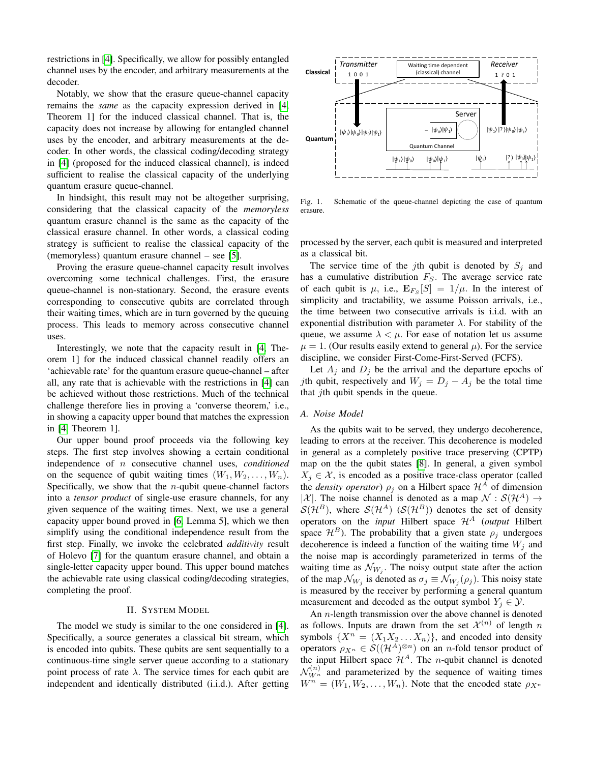restrictions in [4]. Specifically, we allow for possibly entangled channel uses by the encoder, and arbitrary measurements at the decoder.

Notably, we show that the erasure queue-channel capacity remains the *same* as the capacity expression derived in [4, Theorem 1] for the induced classical channel. That is, the capacity does not increase by allowing for entangled channel uses by the encoder, and arbitrary measurements at the decoder. In other words, the classical coding/decoding strategy in [4] (proposed for the induced classical channel), is indeed sufficient to realise the classical capacity of the underlying quantum erasure queue-channel.

In hindsight, this result may not be altogether surprising, considering that the classical capacity of the *memoryless* quantum erasure channel is the same as the capacity of the classical erasure channel. In other words, a classical coding strategy is sufficient to realise the classical capacity of the (memoryless) quantum erasure channel – see [5].

Proving the erasure queue-channel capacity result involves overcoming some technical challenges. First, the erasure queue-channel is non-stationary. Second, the erasure events corresponding to consecutive qubits are correlated through their waiting times, which are in turn governed by the queuing process. This leads to memory across consecutive channel uses.

Interestingly, we note that the capacity result in [4, Theorem 1] for the induced classical channel readily offers an 'achievable rate' for the quantum erasure queue-channel – after all, any rate that is achievable with the restrictions in [4] can be achieved without those restrictions. Much of the technical challenge therefore lies in proving a 'converse theorem,' i.e., in showing a capacity upper bound that matches the expression in [4, Theorem 1].

Our upper bound proof proceeds via the following key steps. The first step involves showing a certain conditional independence of $n$ consecutive channel uses, *conditioned* on the sequence of qubit waiting times $(W_1, W_2, \ldots, W_n)$. Specifically, we show that the $n$-qubit queue-channel factors into a *tensor product* of single-use erasure channels, for any given sequence of the waiting times. Next, we use a general capacity upper bound proved in [6, Lemma 5], which we then simplify using the conditional independence result from the first step. Finally, we invoke the celebrated *additivity* result of Holevo [7] for the quantum erasure channel, and obtain a single-letter capacity upper bound. This upper bound matches the achievable rate using classical coding/decoding strategies, completing the proof.

## II. System Model

The model we study is similar to the one considered in [4]. Specifically, a source generates a classical bit stream, which is encoded into qubits. These qubits are sent sequentially to a continuous-time single server queue according to a stationary point process of rate $\lambda$. The service times for each qubit are independent and identically distributed (i.i.d.). After getting processed by the server, each qubit is measured and interpreted as a classical bit.

Fig. 1. Schematic of the queue-channel depicting the case of quantum erasure.

The service time of the $j$th qubit is denoted by $S_j$ and has a cumulative distribution $F_S$. The average service rate of each qubit is $\mu$, i.e., $\mathbf{E}_{F_S}[S] = 1/\mu$. In the interest of simplicity and tractability, we assume Poisson arrivals, i.e., the time between two consecutive arrivals is i.i.d. with an exponential distribution with parameter $\lambda$. For stability of the queue, we assume $\lambda < \mu$. For ease of notation let us assume $\mu = 1$. (Our results easily extend to general $\mu$). For the service discipline, we consider First-Come-First-Served (FCFS).

Let $A_j$ and $D_j$ be the arrival and the departure epochs of $j$th qubit, respectively and $W_j = D_j - A_j$ be the total time that $j$th qubit spends in the queue.

### A. Noise Model

As the qubits wait to be served, they undergo decoherence, leading to errors at the receiver. This decoherence is modeled in general as a completely positive trace preserving (CPTP) map on the the qubit states [8]. In general, a given symbol $X_j \in \mathcal{X}$, is encoded as a positive trace-class operator (called the *density operator*) $\rho_j$ on a Hilbert space $\mathcal{H}^A$ of dimension $|\mathcal{X}|$. The noise channel is denoted as a map $\mathcal{N} : \mathcal{S}(\mathcal{H}^A) \to \mathcal{S}(\mathcal{H}^B)$, where $\mathcal{S}(\mathcal{H}^A)$ ($\mathcal{S}(\mathcal{H}^B)$) denotes the set of density operators on the *input* Hilbert space $\mathcal{H}^A$ (*output* Hilbert space $\mathcal{H}^B$). The probability that a given state $\rho_j$ undergoes decoherence is indeed a function of the waiting time $W_j$ and the noise map is accordingly parameterized in terms of the waiting time as $\mathcal{N}_{W_j}$. The noisy output state after the action of the map $\mathcal{N}_{W_j}$ is denoted as $\sigma_j \equiv \mathcal{N}_{W_j}(\rho_j)$. This noisy state is measured by the receiver by performing a general quantum measurement and decoded as the output symbol $Y_j \in \mathcal{Y}$.

An $n$-length transmission over the above channel is denoted as follows. Inputs are drawn from the set $\mathcal{X}^{(n)}$ of length $n$ symbols $\{X^n = (X_1 X_2 \ldots X_n)\}$, and encoded into density operators $\rho_{X^n} \in \mathcal{S}((\mathcal{H}^A)^{\otimes n})$ on an $n$-fold tensor product of the input Hilbert space $\mathcal{H}^A$. The $n$-qubit channel is denoted $\mathcal{N}^{(n)}_{W^n}$ and parameterized by the sequence of waiting times $W^n = (W_1, W_2, \ldots, W_n)$. Note that the encoded state $\rho_{X^n}$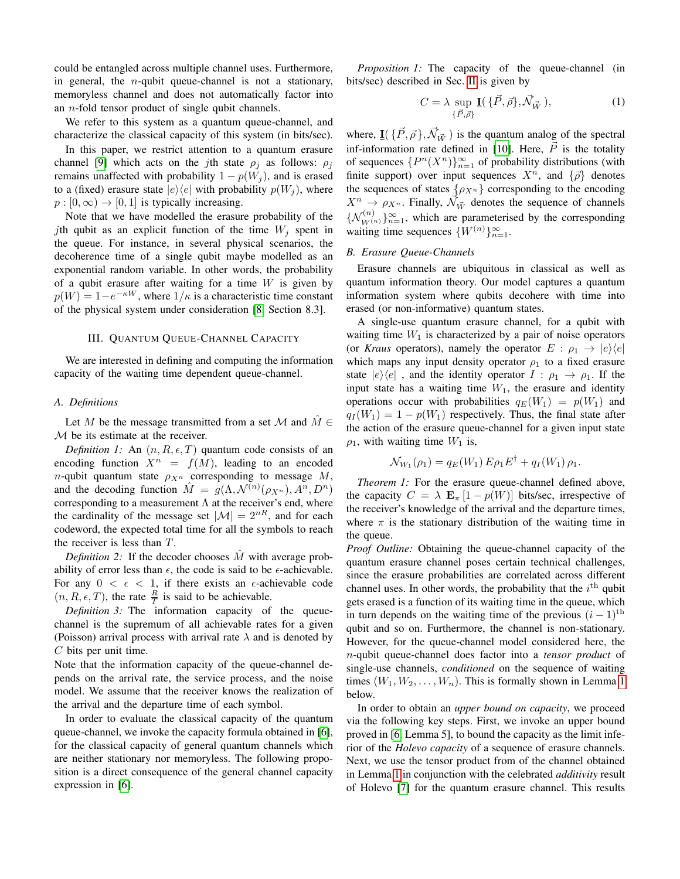could be entangled across multiple channel uses. Furthermore, in general, the $n$-qubit queue-channel is not a stationary, memoryless channel and does not automatically factor into an $n$-fold tensor product of single qubit channels.

We refer to this system as a quantum queue-channel, and characterize the classical capacity of this system (in bits/sec).

In this paper, we restrict attention to a quantum erasure channel [9] which acts on the $j$th state $\rho_j$ as follows: $\rho_j$ remains unaffected with probability $1 - p(W_j)$, and is erased to a (fixed) erasure state $|e\rangle\langle e|$ with probability $p(W_j)$, where $p : [0, \infty) \to [0, 1]$ is typically increasing.

Note that we have modelled the erasure probability of the $j$th qubit as an explicit function of the time $W_j$ spent in the queue. For instance, in several physical scenarios, the decoherence time of a single qubit maybe modelled as an exponential random variable. In other words, the probability of a qubit erasure after waiting for a time $W$ is given by $p(W) = 1 - e^{-\kappa W}$, where $1/\kappa$ is a characteristic time constant of the physical system under consideration [8, Section 8.3].

## III. Quantum Queue-Channel Capacity

We are interested in defining and computing the information capacity of the waiting time dependent queue-channel.

### A. Definitions

Let $M$ be the message transmitted from a set $\mathcal{M}$ and $\hat{M} \in \mathcal{M}$ be its estimate at the receiver.

*Definition 1:* An $(n, R, \epsilon, T)$ quantum code consists of an encoding function $X^n = f(M)$, leading to an encoded $n$-qubit quantum state $\rho_{X^n}$ corresponding to message $M$, and the decoding function $\hat{M} = g(\Lambda, \mathcal{N}^{(n)}(\rho_{X^n}), A^n, D^n)$ corresponding to a measurement $\Lambda$ at the receiver's end, where the cardinality of the message set $|\mathcal{M}| = 2^{nR}$, and for each codeword, the expected total time for all the symbols to reach the receiver is less than $T$.

*Definition 2:* If the decoder chooses $\hat{M}$ with average probability of error less than $\epsilon$, the code is said to be $\epsilon$-achievable. For any $0 < \epsilon < 1$, if there exists an $\epsilon$-achievable code $(n, R, \epsilon, T)$, the rate $\frac{R}{T}$ is said to be achievable.

*Definition 3:* The information capacity of the queue-channel is the supremum of all achievable rates for a given (Poisson) arrival process with arrival rate $\lambda$ and is denoted by $C$ bits per unit time.

Note that the information capacity of the queue-channel depends on the arrival rate, the service process, and the noise model. We assume that the receiver knows the realization of the arrival and the departure time of each symbol.

In order to evaluate the classical capacity of the quantum queue-channel, we invoke the capacity formula obtained in [6], for the classical capacity of general quantum channels which are neither stationary nor memoryless. The following proposition is a direct consequence of the general channel capacity expression in [6].

*Proposition 1:* The capacity of the queue-channel (in bits/sec) described in Sec. II is given by

$$C = \lambda \sup_{\{\vec{P}, \vec{\rho}\}} \underline{\mathbf{I}}(\{\vec{P}, \vec{\rho}\}, \vec{\mathcal{N}}_{\vec{W}}), \tag{1}$$

where, $\underline{\mathbf{I}}(\{\vec{P}, \vec{\rho}\}, \vec{\mathcal{N}}_{\vec{W}})$ is the quantum analog of the spectral inf-information rate defined in [10]. Here, $\vec{P}$ is the totality of sequences $\{P^n(X^n)\}_{n=1}^{\infty}$ of probability distributions (with finite support) over input sequences $X^n$, and $\{\vec{\rho}\}$ denotes the sequences of states $\{\rho_{X^n}\}$ corresponding to the encoding $X^n \to \rho_{X^n}$. Finally, $\vec{\mathcal{N}}_{\vec{W}}$ denotes the sequence of channels $\{\mathcal{N}^{(n)}_{W^{(n)}}\}_{n=1}^{\infty}$, which are parameterised by the corresponding waiting time sequences $\{W^{(n)}\}_{n=1}^{\infty}$.

### B. Erasure Queue-Channels

Erasure channels are ubiquitous in classical as well as quantum information theory. Our model captures a quantum information system where qubits decohere with time into erased (or non-informative) quantum states.

A single-use quantum erasure channel, for a qubit with waiting time $W_1$ is characterized by a pair of noise operators (or *Kraus* operators), namely the operator $E : \rho_1 \to |e\rangle\langle e|$ which maps any input density operator $\rho_1$ to a fixed erasure state $|e\rangle\langle e|$ , and the identity operator $I : \rho_1 \to \rho_1$. If the input state has a waiting time $W_1$, the erasure and identity operations occur with probabilities $q_E(W_1) = p(W_1)$ and $q_I(W_1) = 1 - p(W_1)$ respectively. Thus, the final state after the action of the erasure queue-channel for a given input state $\rho_1$, with waiting time $W_1$ is,

$$\mathcal{N}_{W_1}(\rho_1) = q_E(W_1)\, E\rho_1 E^{\dagger} + q_I(W_1)\, \rho_1.$$

*Theorem 1:* For the erasure queue-channel defined above, the capacity $C = \lambda\, \mathbf{E}_{\pi}[1 - p(W)]$ bits/sec, irrespective of the receiver's knowledge of the arrival and the departure times, where $\pi$ is the stationary distribution of the waiting time in the queue.

*Proof Outline:* Obtaining the queue-channel capacity of the quantum erasure channel poses certain technical challenges, since the erasure probabilities are correlated across different channel uses. In other words, the probability that the $i^{\text{th}}$ qubit gets erased is a function of its waiting time in the queue, which in turn depends on the waiting time of the previous $(i-1)^{\text{th}}$ qubit and so on. Furthermore, the channel is non-stationary. However, for the queue-channel model considered here, the $n$-qubit queue-channel does factor into a *tensor product* of single-use channels, *conditioned* on the sequence of waiting times $(W_1, W_2, \ldots, W_n)$. This is formally shown in Lemma 1 below.

In order to obtain an *upper bound on capacity*, we proceed via the following key steps. First, we invoke an upper bound proved in [6, Lemma 5], to bound the capacity as the limit inferior of the *Holevo capacity* of a sequence of erasure channels. Next, we use the tensor product from of the channel obtained in Lemma 1 in conjunction with the celebrated *additivity* result of Holevo [7] for the quantum erasure channel. This results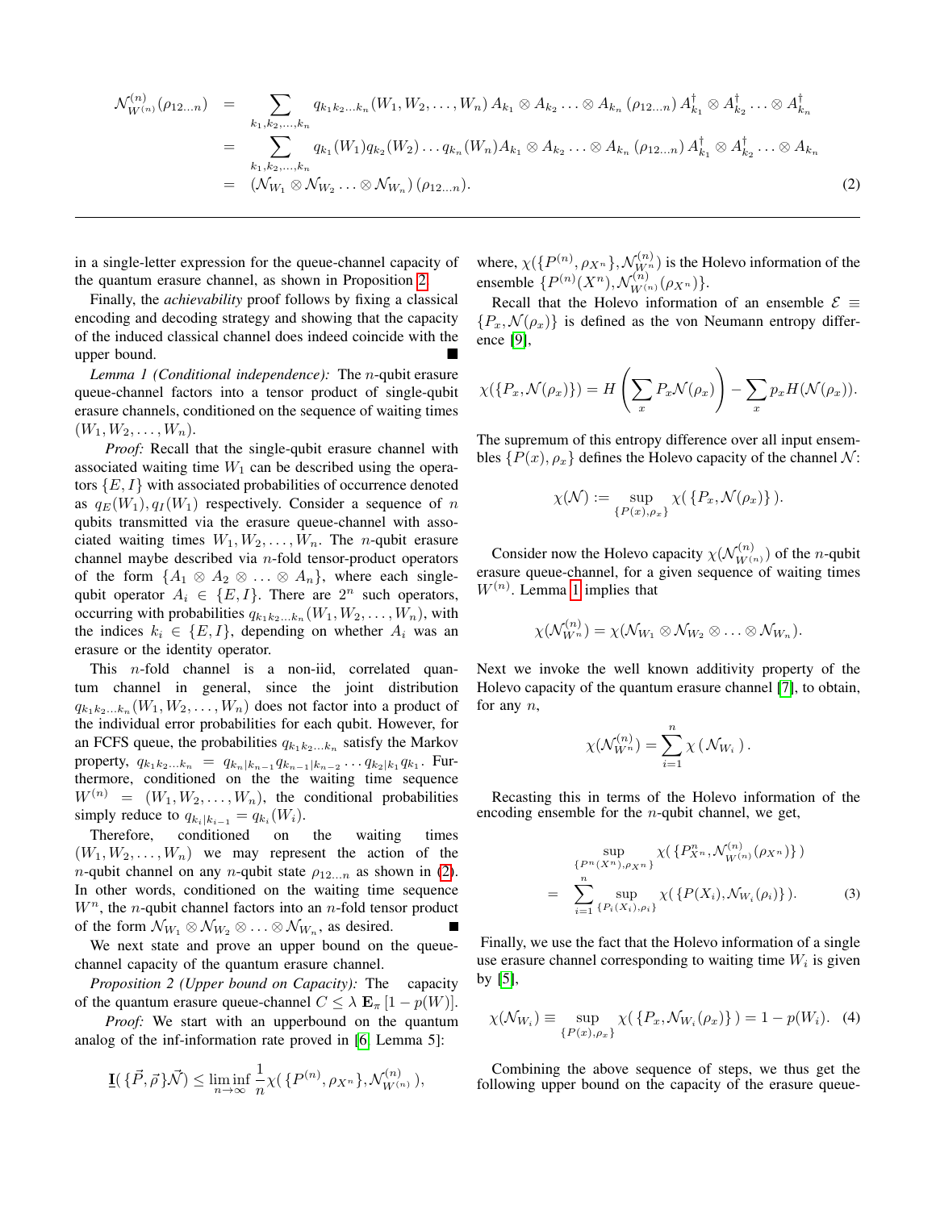$$
\begin{aligned}
\mathcal{N}^{(n)}_{W^{(n)}}(\rho_{12\ldots n}) &= \sum_{k_1,k_2,\ldots,k_n} q_{k_1 k_2 \ldots k_n}(W_1, W_2, \ldots, W_n)\, A_{k_1} \otimes A_{k_2} \ldots \otimes A_{k_n}\, (\rho_{12\ldots n})\, A^{\dagger}_{k_1} \otimes A^{\dagger}_{k_2} \ldots \otimes A^{\dagger}_{k_n} \\
&= \sum_{k_1,k_2,\ldots,k_n} q_{k_1}(W_1) q_{k_2}(W_2) \ldots q_{k_n}(W_n) A_{k_1} \otimes A_{k_2} \ldots \otimes A_{k_n}\, (\rho_{12\ldots n})\, A^{\dagger}_{k_1} \otimes A^{\dagger}_{k_2} \ldots \otimes A_{k_n} \\
&= (\mathcal{N}_{W_1} \otimes \mathcal{N}_{W_2} \ldots \otimes \mathcal{N}_{W_n})\, (\rho_{12\ldots n}). \qquad (2)
\end{aligned}
$$

in a single-letter expression for the queue-channel capacity of the quantum erasure channel, as shown in Proposition 2.

Finally, the *achievability* proof follows by fixing a classical encoding and decoding strategy and showing that the capacity of the induced classical channel does indeed coincide with the upper bound. ∎

*Lemma 1 (Conditional independence):* The $n$-qubit erasure queue-channel factors into a tensor product of single-qubit erasure channels, conditioned on the sequence of waiting times $(W_1, W_2, \ldots, W_n)$.

*Proof:* Recall that the single-qubit erasure channel with associated waiting time $W_1$ can be described using the operators $\{E, I\}$ with associated probabilities of occurrence denoted as $q_E(W_1), q_I(W_1)$ respectively. Consider a sequence of $n$ qubits transmitted via the erasure queue-channel with associated waiting times $W_1, W_2, \ldots, W_n$. The $n$-qubit erasure channel maybe described via $n$-fold tensor-product operators of the form $\{A_1 \otimes A_2 \otimes \ldots \otimes A_n\}$, where each single-qubit operator $A_i \in \{E, I\}$. There are $2^n$ such operators, occurring with probabilities $q_{k_1 k_2 \ldots k_n}(W_1, W_2, \ldots, W_n)$, with the indices $k_i \in \{E, I\}$, depending on whether $A_i$ was an erasure or the identity operator.

This $n$-fold channel is a non-iid, correlated quantum channel in general, since the joint distribution $q_{k_1 k_2 \ldots k_n}(W_1, W_2, \ldots, W_n)$ does not factor into a product of the individual error probabilities for each qubit. However, for an FCFS queue, the probabilities $q_{k_1 k_2 \ldots k_n}$ satisfy the Markov property, $q_{k_1 k_2 \ldots k_n} = q_{k_n|k_{n-1}} q_{k_{n-1}|k_{n-2}} \ldots q_{k_2|k_1} q_{k_1}$. Furthermore, conditioned on the the waiting time sequence $W^{(n)} = (W_1, W_2, \ldots, W_n)$, the conditional probabilities simply reduce to $q_{k_i|k_{i-1}} = q_{k_i}(W_i)$.

Therefore, conditioned on the waiting times $(W_1, W_2, \ldots, W_n)$ we may represent the action of the $n$-qubit channel on any $n$-qubit state $\rho_{12\ldots n}$ as shown in (2). In other words, conditioned on the waiting time sequence $W^n$, the $n$-qubit channel factors into an $n$-fold tensor product of the form $\mathcal{N}_{W_1} \otimes \mathcal{N}_{W_2} \otimes \ldots \otimes \mathcal{N}_{W_n}$, as desired. ∎

We next state and prove an upper bound on the queue-channel capacity of the quantum erasure channel.

*Proposition 2 (Upper bound on Capacity):* The capacity of the quantum erasure queue-channel $C \leq \lambda\, \mathbf{E}_{\pi}\,[1 - p(W)]$.

*Proof:* We start with an upperbound on the quantum analog of the inf-information rate proved in [6, Lemma 5]:

$$
\underline{\mathbf{I}}(\{\vec{P}, \vec{\rho}\}\vec{\mathcal{N}}) \leq \liminf_{n\to\infty} \frac{1}{n} \chi(\{P^{(n)}, \rho_{X^n}\}, \mathcal{N}^{(n)}_{W^{(n)}}),
$$

where, $\chi(\{P^{(n)}, \rho_{X^n}\}, \mathcal{N}^{(n)}_{W^n})$ is the Holevo information of the ensemble $\{P^{(n)}(X^n), \mathcal{N}^{(n)}_{W^{(n)}}(\rho_{X^n})\}$.

Recall that the Holevo information of an ensemble $\mathcal{E} \equiv \{P_x, \mathcal{N}(\rho_x)\}$ is defined as the von Neumann entropy difference [9],

$$
\chi(\{P_x, \mathcal{N}(\rho_x)\}) = H\left(\sum_x P_x \mathcal{N}(\rho_x)\right) - \sum_x p_x H(\mathcal{N}(\rho_x)).
$$

The supremum of this entropy difference over all input ensembles $\{P(x), \rho_x\}$ defines the Holevo capacity of the channel $\mathcal{N}$:

$$
\chi(\mathcal{N}) := \sup_{\{P(x), \rho_x\}} \chi(\{P_x, \mathcal{N}(\rho_x)\}).
$$

Consider now the Holevo capacity $\chi(\mathcal{N}^{(n)}_{W^{(n)}})$ of the $n$-qubit erasure queue-channel, for a given sequence of waiting times $W^{(n)}$. Lemma 1 implies that

$$
\chi(\mathcal{N}^{(n)}_{W^n}) = \chi(\mathcal{N}_{W_1} \otimes \mathcal{N}_{W_2} \otimes \ldots \otimes \mathcal{N}_{W_n}).
$$

Next we invoke the well known additivity property of the Holevo capacity of the quantum erasure channel [7], to obtain, for any $n$,

$$
\chi(\mathcal{N}^{(n)}_{W^n}) = \sum_{i=1}^{n} \chi(\mathcal{N}_{W_i}).
$$

Recasting this in terms of the Holevo information of the encoding ensemble for the $n$-qubit channel, we get,

$$
\begin{aligned}
&\sup_{\{P^n(X^n), \rho_{X^n}\}} \chi(\{P^n_{X^n}, \mathcal{N}^{(n)}_{W^{(n)}}(\rho_{X^n})\}) \\
&= \sum_{i=1}^{n} \sup_{\{P_i(X_i), \rho_i\}} \chi(\{P(X_i), \mathcal{N}_{W_i}(\rho_i)\}). \qquad (3)
\end{aligned}
$$

Finally, we use the fact that the Holevo information of a single use erasure channel corresponding to waiting time $W_i$ is given by [5],

$$
\chi(\mathcal{N}_{W_i}) \equiv \sup_{\{P(x), \rho_x\}} \chi(\{P_x, \mathcal{N}_{W_i}(\rho_x)\}) = 1 - p(W_i). \quad (4)
$$

Combining the above sequence of steps, we thus get the following upper bound on the capacity of the erasure queue-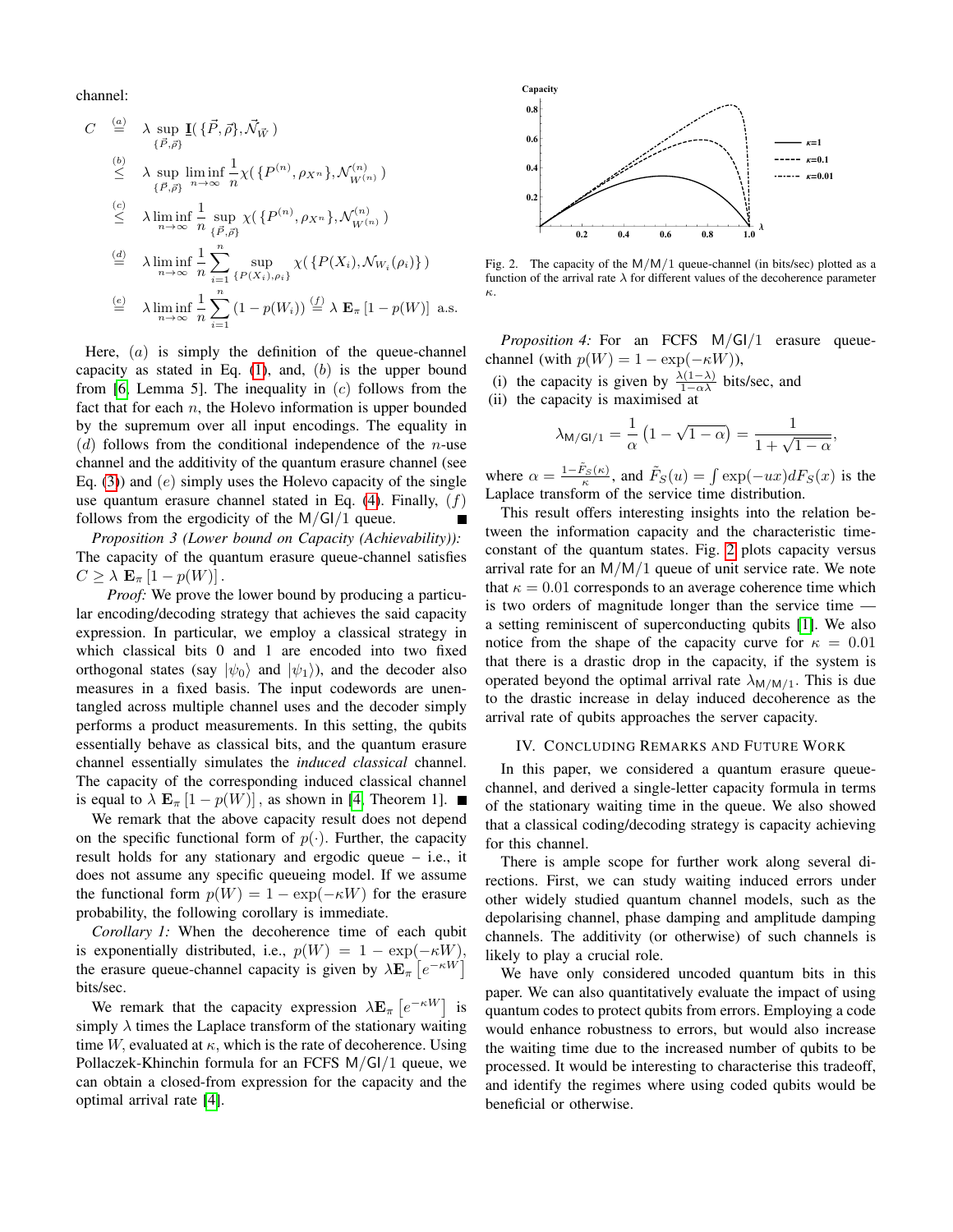channel:

$$
\begin{aligned}
C &\overset{(a)}{=} \lambda \sup_{\{\vec{P},\vec{\rho}\}} \underline{\mathbf{I}}(\{\vec{P},\vec{\rho}\},\vec{\mathcal{N}}_{\vec{W}}) \\
&\overset{(b)}{\leq} \lambda \sup_{\{\vec{P},\vec{\rho}\}} \liminf_{n\to\infty} \frac{1}{n}\chi(\{P^{(n)},\rho_{X^n}\},\mathcal{N}^{(n)}_{W^{(n)}}) \\
&\overset{(c)}{\leq} \lambda \liminf_{n\to\infty} \frac{1}{n} \sup_{\{\vec{P},\vec{\rho}\}} \chi(\{P^{(n)},\rho_{X^n}\},\mathcal{N}^{(n)}_{W^{(n)}}) \\
&\overset{(d)}{=} \lambda \liminf_{n\to\infty} \frac{1}{n} \sum_{i=1}^{n} \sup_{\{P(X_i),\rho_i\}} \chi(\{P(X_i),\mathcal{N}_{W_i}(\rho_i)\}) \\
&\overset{(e)}{=} \lambda \liminf_{n\to\infty} \frac{1}{n} \sum_{i=1}^{n} (1-p(W_i)) \overset{(f)}{=} \lambda\, \mathbf{E}_\pi\left[1-p(W)\right] \text{ a.s.}
\end{aligned}
$$

Here, $(a)$ is simply the definition of the queue-channel capacity as stated in Eq. (1), and, $(b)$ is the upper bound from [6, Lemma 5]. The inequality in $(c)$ follows from the fact that for each $n$, the Holevo information is upper bounded by the supremum over all input encodings. The equality in $(d)$ follows from the conditional independence of the $n$-use channel and the additivity of the quantum erasure channel (see Eq. (3)) and $(e)$ simply uses the Holevo capacity of the single use quantum erasure channel stated in Eq. (4). Finally, $(f)$ follows from the ergodicity of the $\mathsf{M/GI/1}$ queue. ∎

*Proposition 3 (Lower bound on Capacity (Achievability)):* The capacity of the quantum erasure queue-channel satisfies $C \geq \lambda\, \mathbf{E}_\pi\left[1-p(W)\right]$.

*Proof:* We prove the lower bound by producing a particular encoding/decoding strategy that achieves the said capacity expression. In particular, we employ a classical strategy in which classical bits 0 and 1 are encoded into two fixed orthogonal states (say $|\psi_0\rangle$ and $|\psi_1\rangle$), and the decoder also measures in a fixed basis. The input codewords are unentangled across multiple channel uses and the decoder simply performs a product measurements. In this setting, the qubits essentially behave as classical bits, and the quantum erasure channel essentially simulates the *induced classical* channel. The capacity of the corresponding induced classical channel is equal to $\lambda\, \mathbf{E}_\pi\left[1-p(W)\right]$, as shown in [4, Theorem 1]. ∎

We remark that the above capacity result does not depend on the specific functional form of $p(\cdot)$. Further, the capacity result holds for any stationary and ergodic queue – i.e., it does not assume any specific queueing model. If we assume the functional form $p(W) = 1-\exp(-\kappa W)$ for the erasure probability, the following corollary is immediate.

*Corollary 1:* When the decoherence time of each qubit is exponentially distributed, i.e., $p(W) = 1-\exp(-\kappa W)$, the erasure queue-channel capacity is given by $\lambda \mathbf{E}_\pi\left[e^{-\kappa W}\right]$ bits/sec.

We remark that the capacity expression $\lambda \mathbf{E}_\pi\left[e^{-\kappa W}\right]$ is simply $\lambda$ times the Laplace transform of the stationary waiting time $W$, evaluated at $\kappa$, which is the rate of decoherence. Using Pollaczek-Khinchin formula for an FCFS $\mathsf{M/GI/1}$ queue, we can obtain a closed-from expression for the capacity and the optimal arrival rate [4].

Fig. 2. The capacity of the $\mathsf{M/M/1}$ queue-channel (in bits/sec) plotted as a function of the arrival rate $\lambda$ for different values of the decoherence parameter $\kappa$.

*Proposition 4:* For an FCFS $\mathsf{M/GI/1}$ erasure queue-channel (with $p(W) = 1-\exp(-\kappa W)$),

(i) the capacity is given by $\frac{\lambda(1-\lambda)}{1-\alpha\lambda}$ bits/sec, and
(ii) the capacity is maximised at

$$
\lambda_{\mathsf{M/GI/1}} = \frac{1}{\alpha}\left(1-\sqrt{1-\alpha}\right) = \frac{1}{1+\sqrt{1-\alpha}},
$$

where $\alpha = \frac{1-\tilde{F}_S(\kappa)}{\kappa}$, and $\tilde{F}_S(u) = \int \exp(-ux)dF_S(x)$ is the Laplace transform of the service time distribution.

This result offers interesting insights into the relation between the information capacity and the characteristic time-constant of the quantum states. Fig. 2 plots capacity versus arrival rate for an $\mathsf{M/M/1}$ queue of unit service rate. We note that $\kappa = 0.01$ corresponds to an average coherence time which is two orders of magnitude longer than the service time — a setting reminiscent of superconducting qubits [1]. We also notice from the shape of the capacity curve for $\kappa = 0.01$ that there is a drastic drop in the capacity, if the system is operated beyond the optimal arrival rate $\lambda_{\mathsf{M/M/1}}$. This is due to the drastic increase in delay induced decoherence as the arrival rate of qubits approaches the server capacity.

## IV. Concluding Remarks and Future Work

In this paper, we considered a quantum erasure queue-channel, and derived a single-letter capacity formula in terms of the stationary waiting time in the queue. We also showed that a classical coding/decoding strategy is capacity achieving for this channel.

There is ample scope for further work along several directions. First, we can study waiting induced errors under other widely studied quantum channel models, such as the depolarising channel, phase damping and amplitude damping channels. The additivity (or otherwise) of such channels is likely to play a crucial role.

We have only considered uncoded quantum bits in this paper. We can also quantitatively evaluate the impact of using quantum codes to protect qubits from errors. Employing a code would enhance robustness to errors, but would also increase the waiting time due to the increased number of qubits to be processed. It would be interesting to characterise this tradeoff, and identify the regimes where using coded qubits would be beneficial or otherwise.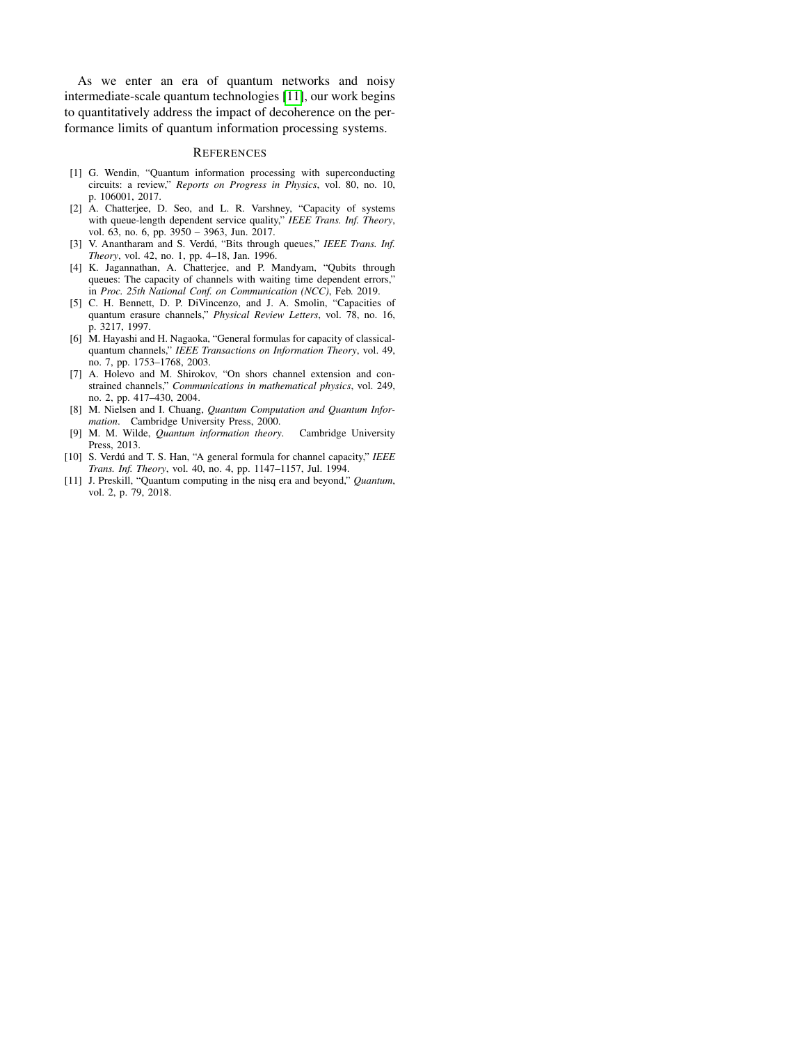As we enter an era of quantum networks and noisy intermediate-scale quantum technologies [11], our work begins to quantitatively address the impact of decoherence on the performance limits of quantum information processing systems.

## References

[1] G. Wendin, "Quantum information processing with superconducting circuits: a review," *Reports on Progress in Physics*, vol. 80, no. 10, p. 106001, 2017.

[2] A. Chatterjee, D. Seo, and L. R. Varshney, "Capacity of systems with queue-length dependent service quality," *IEEE Trans. Inf. Theory*, vol. 63, no. 6, pp. 3950 – 3963, Jun. 2017.

[3] V. Anantharam and S. Verdú, "Bits through queues," *IEEE Trans. Inf. Theory*, vol. 42, no. 1, pp. 4–18, Jan. 1996.

[4] K. Jagannathan, A. Chatterjee, and P. Mandyam, "Qubits through queues: The capacity of channels with waiting time dependent errors," in *Proc. 25th National Conf. on Communication (NCC)*, Feb. 2019.

[5] C. H. Bennett, D. P. DiVincenzo, and J. A. Smolin, "Capacities of quantum erasure channels," *Physical Review Letters*, vol. 78, no. 16, p. 3217, 1997.

[6] M. Hayashi and H. Nagaoka, "General formulas for capacity of classical-quantum channels," *IEEE Transactions on Information Theory*, vol. 49, no. 7, pp. 1753–1768, 2003.

[7] A. Holevo and M. Shirokov, "On shors channel extension and constrained channels," *Communications in mathematical physics*, vol. 249, no. 2, pp. 417–430, 2004.

[8] M. Nielsen and I. Chuang, *Quantum Computation and Quantum Information*. Cambridge University Press, 2000.

[9] M. M. Wilde, *Quantum information theory*. Cambridge University Press, 2013.

[10] S. Verdú and T. S. Han, "A general formula for channel capacity," *IEEE Trans. Inf. Theory*, vol. 40, no. 4, pp. 1147–1157, Jul. 1994.

[11] J. Preskill, "Quantum computing in the nisq era and beyond," *Quantum*, vol. 2, p. 79, 2018.